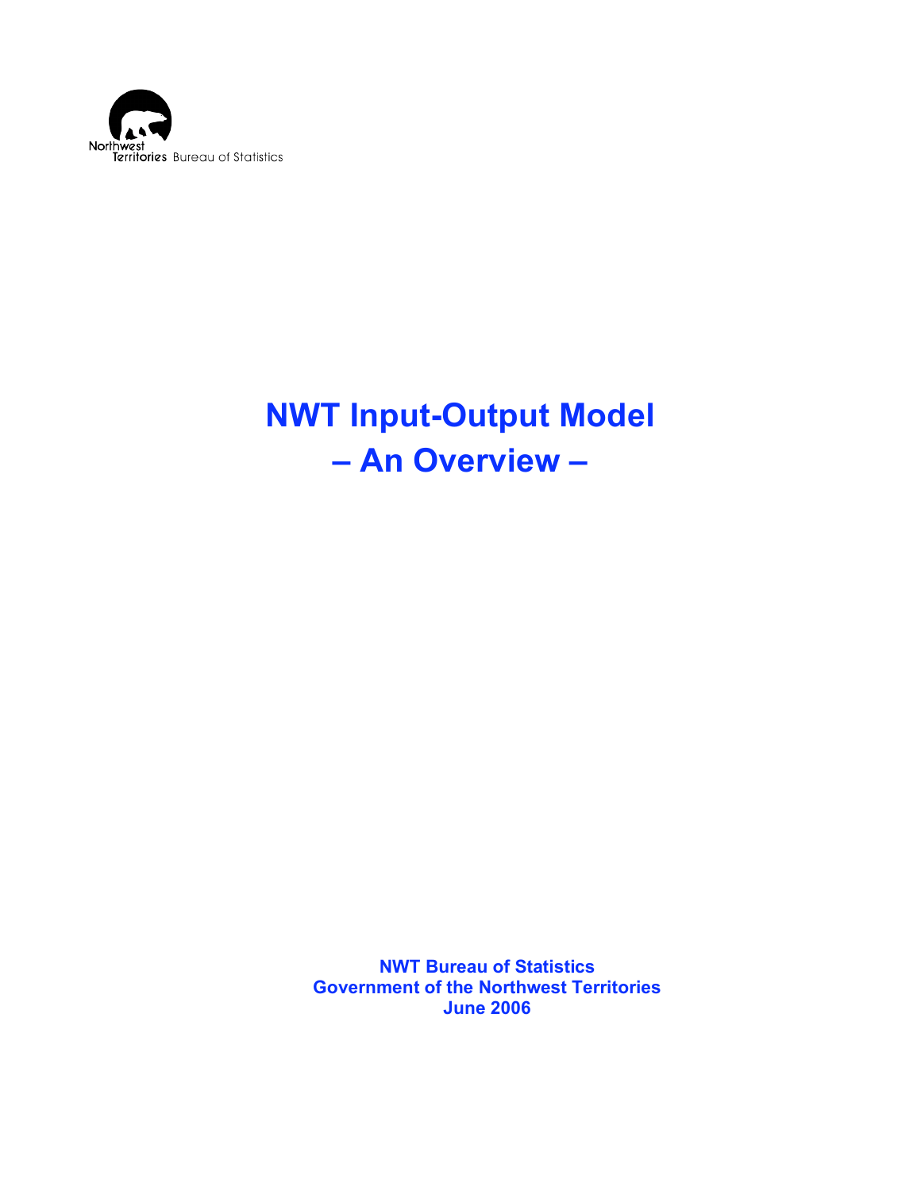Northwest Territories Bureau of Statistics

# NWT Input-Output Model
# – An Overview –

**NWT Bureau of Statistics**
**Government of the Northwest Territories**
**June 2006**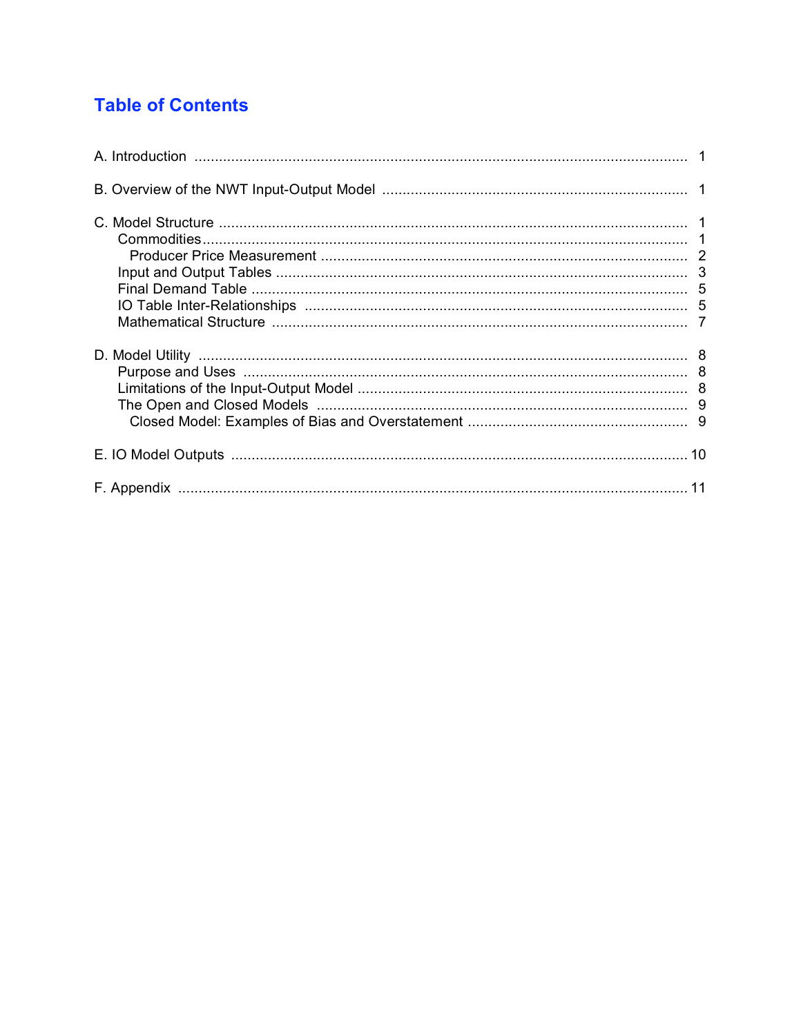## Table of Contents

A. Introduction ........................................................................................................ 1

B. Overview of the NWT Input-Output Model ......................................................... 1

C. Model Structure .................................................................................................... 1
- Commodities ........................................................................................................ 1
  - Producer Price Measurement ........................................................................... 2
- Input and Output Tables ...................................................................................... 3
- Final Demand Table ............................................................................................ 5
- IO Table Inter-Relationships ............................................................................... 5
- Mathematical Structure ....................................................................................... 7

D. Model Utility ......................................................................................................... 8
- Purpose and Uses ................................................................................................ 8
- Limitations of the Input-Output Model ................................................................ 8
- The Open and Closed Models ............................................................................. 9
  - Closed Model: Examples of Bias and Overstatement ...................................... 9

E. IO Model Outputs ............................................................................................... 10

F. Appendix ............................................................................................................ 11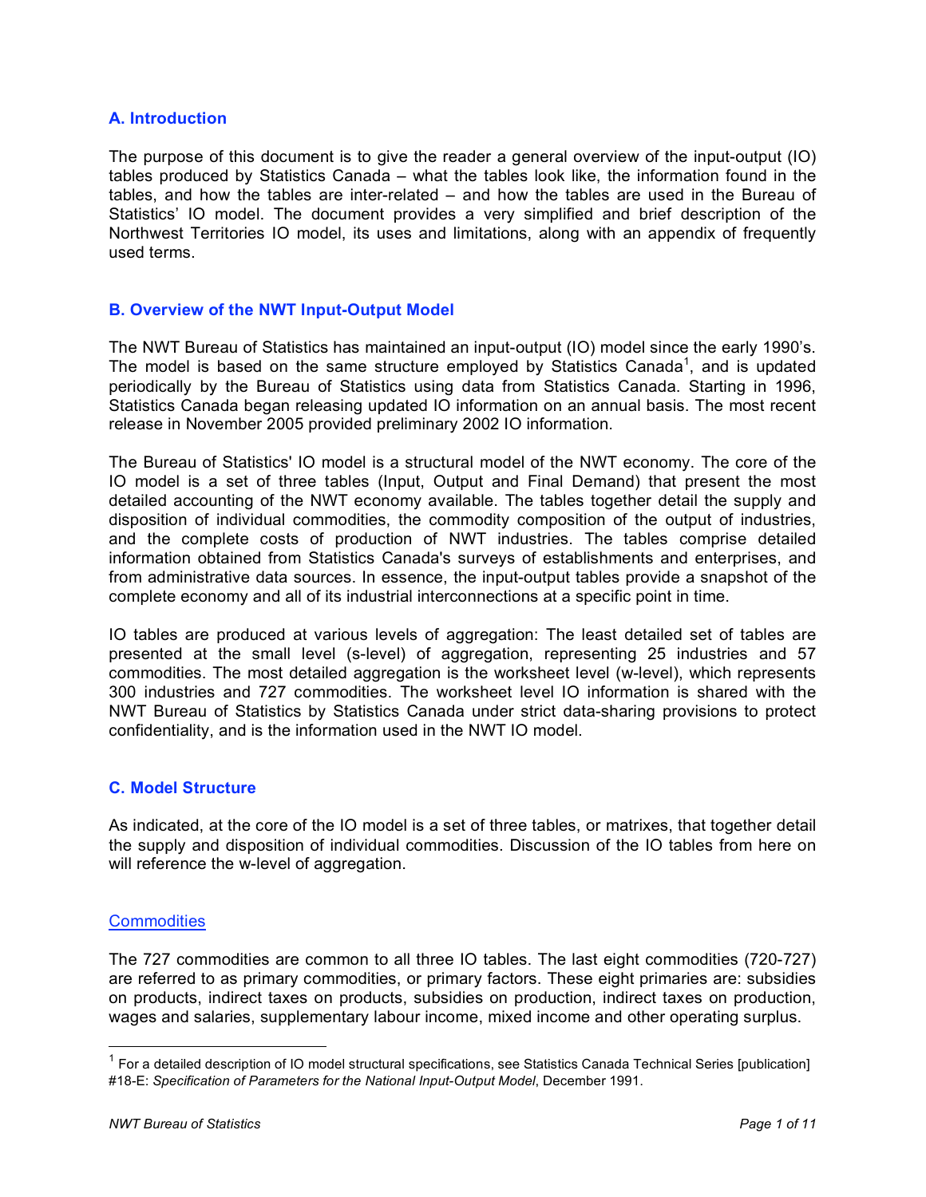## A. Introduction

The purpose of this document is to give the reader a general overview of the input-output (IO) tables produced by Statistics Canada – what the tables look like, the information found in the tables, and how the tables are inter-related – and how the tables are used in the Bureau of Statistics' IO model. The document provides a very simplified and brief description of the Northwest Territories IO model, its uses and limitations, along with an appendix of frequently used terms.

## B. Overview of the NWT Input-Output Model

The NWT Bureau of Statistics has maintained an input-output (IO) model since the early 1990's. The model is based on the same structure employed by Statistics Canada[1], and is updated periodically by the Bureau of Statistics using data from Statistics Canada. Starting in 1996, Statistics Canada began releasing updated IO information on an annual basis. The most recent release in November 2005 provided preliminary 2002 IO information.

The Bureau of Statistics' IO model is a structural model of the NWT economy. The core of the IO model is a set of three tables (Input, Output and Final Demand) that present the most detailed accounting of the NWT economy available. The tables together detail the supply and disposition of individual commodities, the commodity composition of the output of industries, and the complete costs of production of NWT industries. The tables comprise detailed information obtained from Statistics Canada's surveys of establishments and enterprises, and from administrative data sources. In essence, the input-output tables provide a snapshot of the complete economy and all of its industrial interconnections at a specific point in time.

IO tables are produced at various levels of aggregation: The least detailed set of tables are presented at the small level (s-level) of aggregation, representing 25 industries and 57 commodities. The most detailed aggregation is the worksheet level (w-level), which represents 300 industries and 727 commodities. The worksheet level IO information is shared with the NWT Bureau of Statistics by Statistics Canada under strict data-sharing provisions to protect confidentiality, and is the information used in the NWT IO model.

## C. Model Structure

As indicated, at the core of the IO model is a set of three tables, or matrixes, that together detail the supply and disposition of individual commodities. Discussion of the IO tables from here on will reference the w-level of aggregation.

### Commodities

The 727 commodities are common to all three IO tables. The last eight commodities (720-727) are referred to as primary commodities, or primary factors. These eight primaries are: subsidies on products, indirect taxes on products, subsidies on production, indirect taxes on production, wages and salaries, supplementary labour income, mixed income and other operating surplus.

---

[1] For a detailed description of IO model structural specifications, see Statistics Canada Technical Series [publication] #18-E: *Specification of Parameters for the National Input-Output Model*, December 1991.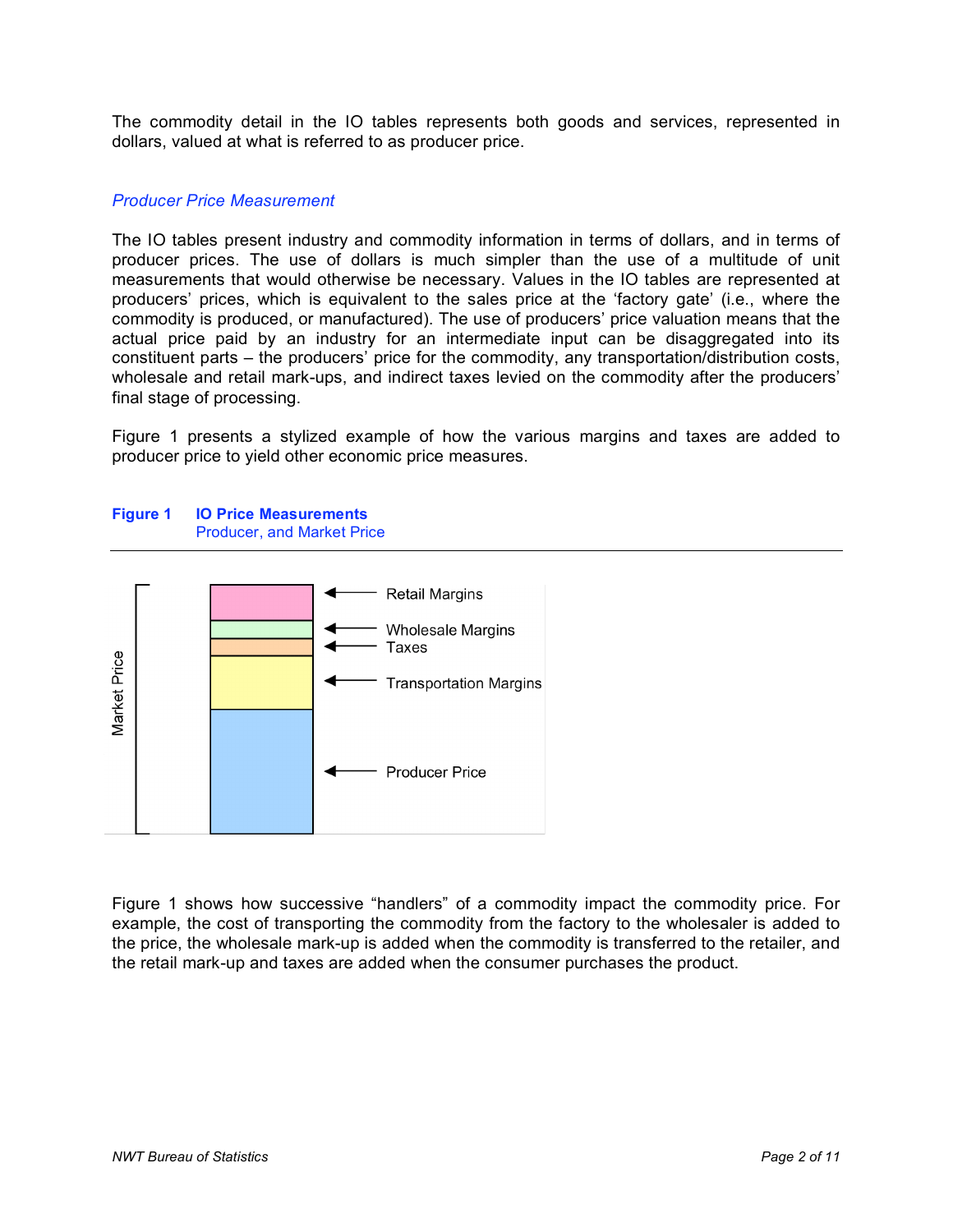The commodity detail in the IO tables represents both goods and services, represented in dollars, valued at what is referred to as producer price.

### *Producer Price Measurement*

The IO tables present industry and commodity information in terms of dollars, and in terms of producer prices. The use of dollars is much simpler than the use of a multitude of unit measurements that would otherwise be necessary. Values in the IO tables are represented at producers' prices, which is equivalent to the sales price at the 'factory gate' (i.e., where the commodity is produced, or manufactured). The use of producers' price valuation means that the actual price paid by an industry for an intermediate input can be disaggregated into its constituent parts – the producers' price for the commodity, any transportation/distribution costs, wholesale and retail mark-ups, and indirect taxes levied on the commodity after the producers' final stage of processing.

Figure 1 presents a stylized example of how the various margins and taxes are added to producer price to yield other economic price measures.

**Figure 1 IO Price Measurements**
Producer, and Market Price

Market Price

- Retail Margins
- Wholesale Margins
- Taxes
- Transportation Margins
- Producer Price

Figure 1 shows how successive "handlers" of a commodity impact the commodity price. For example, the cost of transporting the commodity from the factory to the wholesaler is added to the price, the wholesale mark-up is added when the commodity is transferred to the retailer, and the retail mark-up and taxes are added when the consumer purchases the product.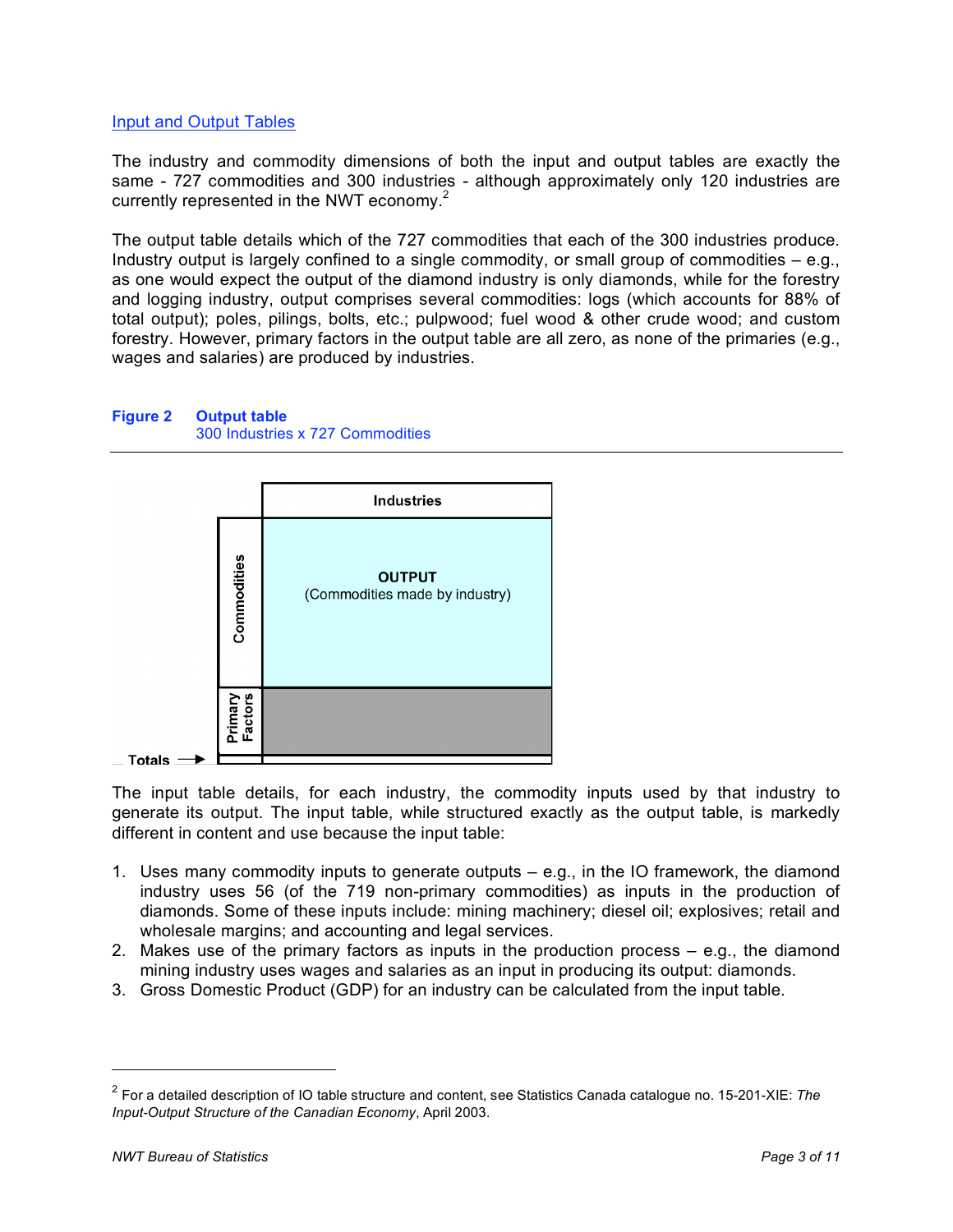## Input and Output Tables

The industry and commodity dimensions of both the input and output tables are exactly the same - 727 commodities and 300 industries - although approximately only 120 industries are currently represented in the NWT economy.[2]

The output table details which of the 727 commodities that each of the 300 industries produce. Industry output is largely confined to a single commodity, or small group of commodities – e.g., as one would expect the output of the diamond industry is only diamonds, while for the forestry and logging industry, output comprises several commodities: logs (which accounts for 88% of total output); poles, pilings, bolts, etc.; pulpwood; fuel wood & other crude wood; and custom forestry. However, primary factors in the output table are all zero, as none of the primaries (e.g., wages and salaries) are produced by industries.

**Figure 2 Output table**
300 Industries x 727 Commodities

| | Industries |
|---|---|
| Commodities | **OUTPUT** (Commodities made by industry) |
| Primary Factors | |
| Totals → | |

The input table details, for each industry, the commodity inputs used by that industry to generate its output. The input table, while structured exactly as the output table, is markedly different in content and use because the input table:

1. Uses many commodity inputs to generate outputs – e.g., in the IO framework, the diamond industry uses 56 (of the 719 non-primary commodities) as inputs in the production of diamonds. Some of these inputs include: mining machinery; diesel oil; explosives; retail and wholesale margins; and accounting and legal services.
2. Makes use of the primary factors as inputs in the production process – e.g., the diamond mining industry uses wages and salaries as an input in producing its output: diamonds.
3. Gross Domestic Product (GDP) for an industry can be calculated from the input table.

---

[2] For a detailed description of IO table structure and content, see Statistics Canada catalogue no. 15-201-XIE: *The Input-Output Structure of the Canadian Economy*, April 2003.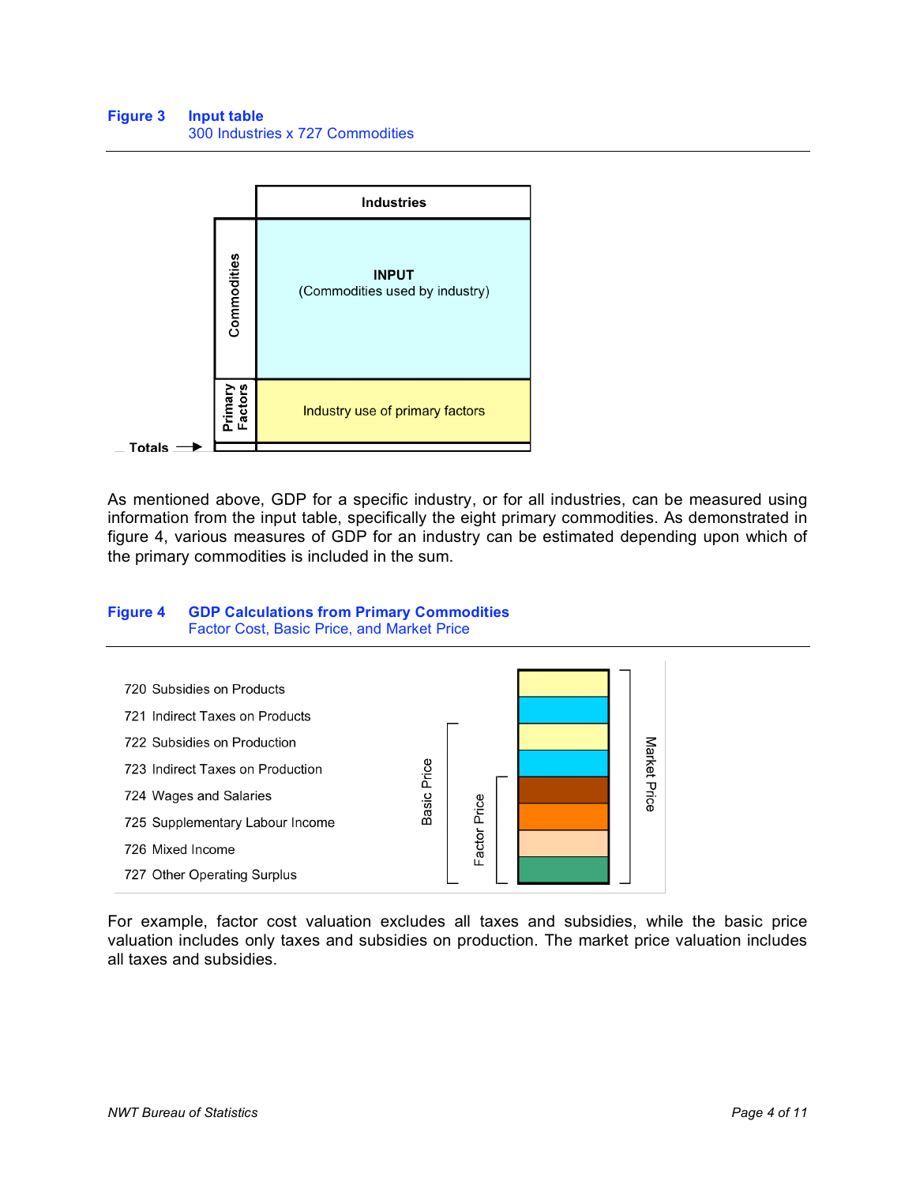**Figure 3** **Input table**
300 Industries x 727 Commodities

| | Industries |
|---|---|
| Commodities | **INPUT** (Commodities used by industry) |
| Primary Factors | Industry use of primary factors |
| Totals → | |

As mentioned above, GDP for a specific industry, or for all industries, can be measured using information from the input table, specifically the eight primary commodities. As demonstrated in figure 4, various measures of GDP for an industry can be estimated depending upon which of the primary commodities is included in the sum.

**Figure 4** **GDP Calculations from Primary Commodities**
Factor Cost, Basic Price, and Market Price

720 Subsidies on Products
721 Indirect Taxes on Products
722 Subsidies on Production
723 Indirect Taxes on Production
724 Wages and Salaries
725 Supplementary Labour Income
726 Mixed Income
727 Other Operating Surplus

Basic Price: 722–727
Factor Price: 724–727
Market Price: 720–727

For example, factor cost valuation excludes all taxes and subsidies, while the basic price valuation includes only taxes and subsidies on production. The market price valuation includes all taxes and subsidies.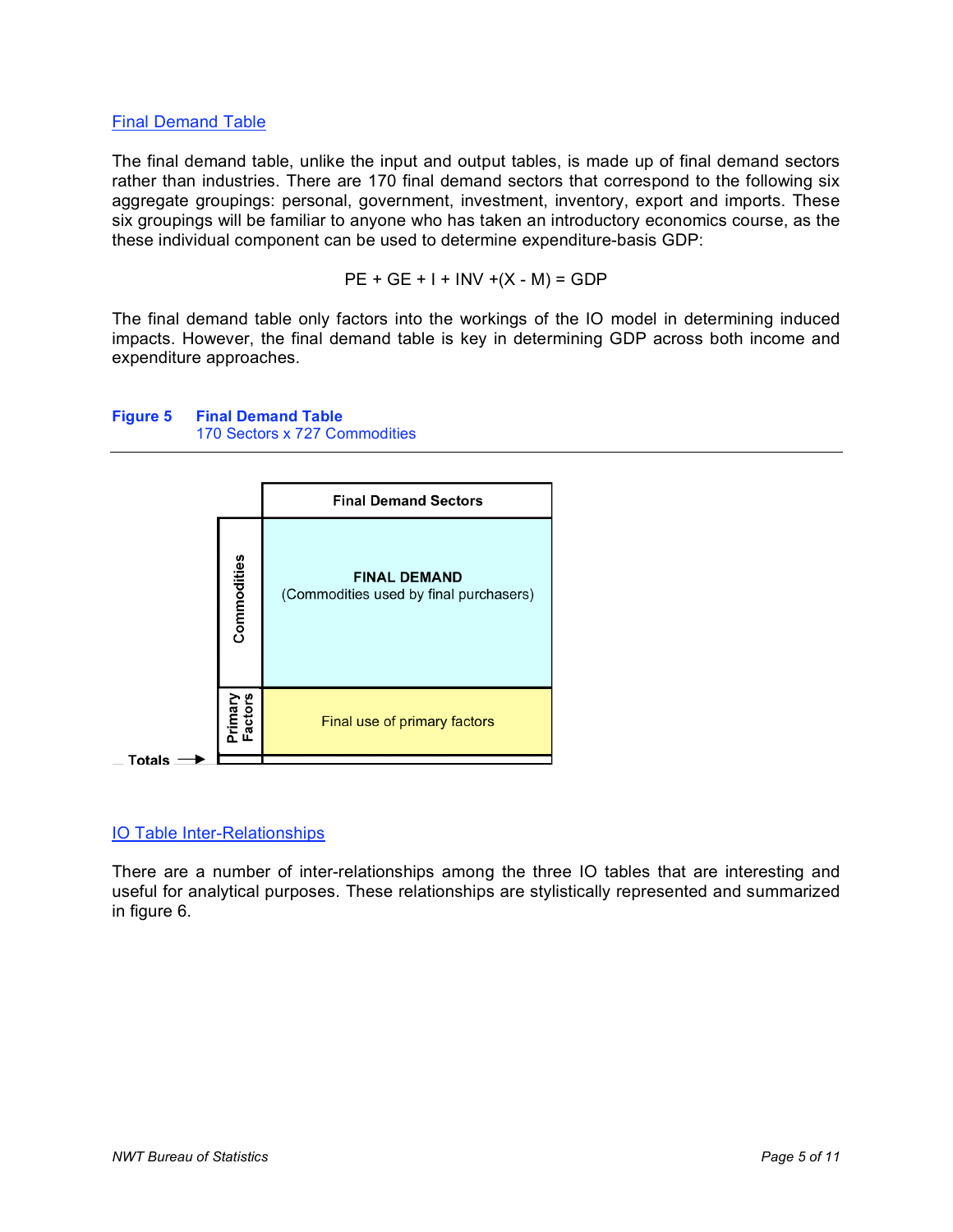## Final Demand Table

The final demand table, unlike the input and output tables, is made up of final demand sectors rather than industries. There are 170 final demand sectors that correspond to the following six aggregate groupings: personal, government, investment, inventory, export and imports. These six groupings will be familiar to anyone who has taken an introductory economics course, as the these individual component can be used to determine expenditure-basis GDP:

$$PE + GE + I + INV + (X - M) = GDP$$

The final demand table only factors into the workings of the IO model in determining induced impacts. However, the final demand table is key in determining GDP across both income and expenditure approaches.

**Figure 5 Final Demand Table**
170 Sectors x 727 Commodities

| | Final Demand Sectors |
|---|---|
| Commodities | **FINAL DEMAND** (Commodities used by final purchasers) |
| Primary Factors | Final use of primary factors |
| Totals → | |

## IO Table Inter-Relationships

There are a number of inter-relationships among the three IO tables that are interesting and useful for analytical purposes. These relationships are stylistically represented and summarized in figure 6.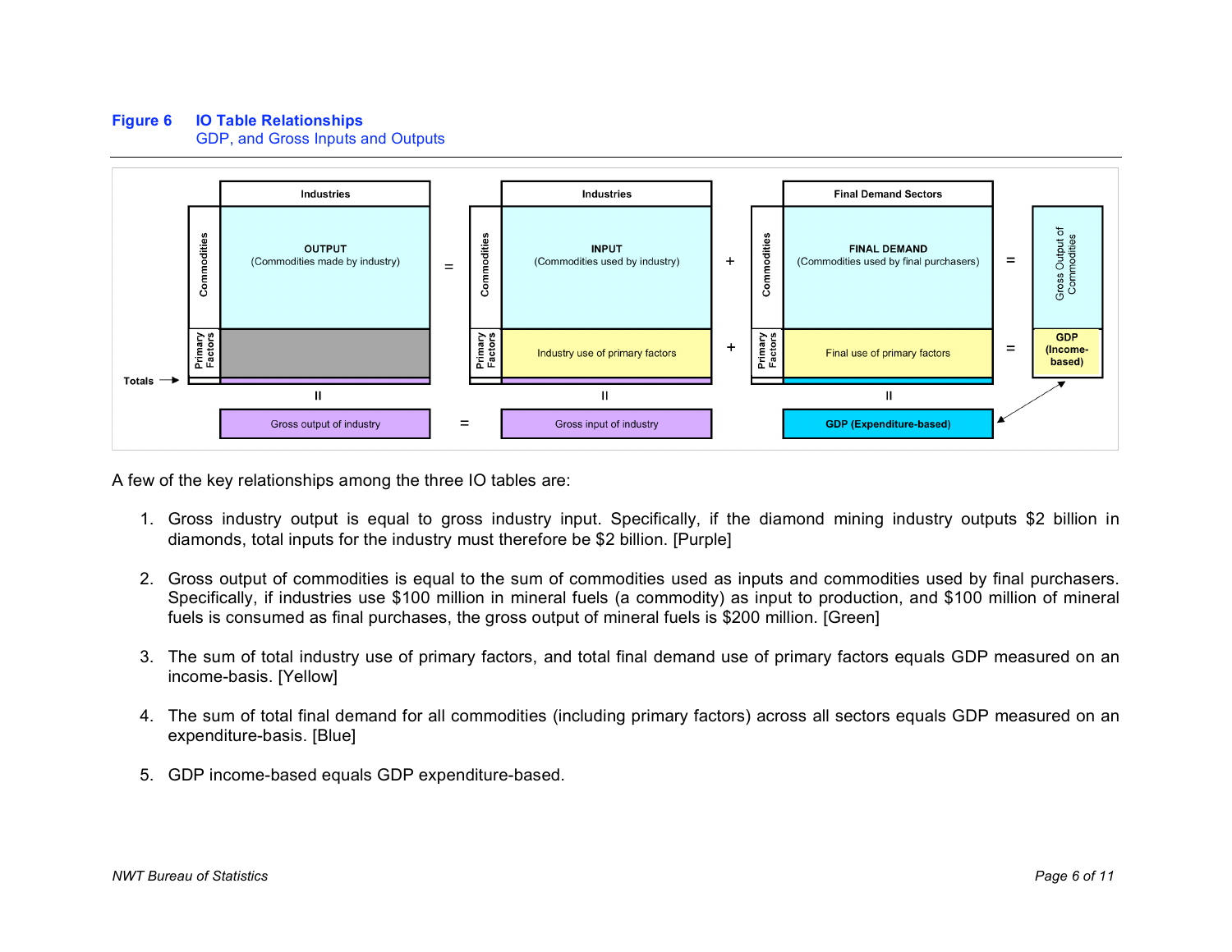**Figure 6 IO Table Relationships**
GDP, and Gross Inputs and Outputs

| | Industries | | | Industries | | | Final Demand Sectors | | |
|---|---|---|---|---|---|---|---|---|---|
| Commodities | OUTPUT (Commodities made by industry) | = | Commodities | INPUT (Commodities used by industry) | + | Commodities | FINAL DEMAND (Commodities used by final purchasers) | = | Gross Output of Commodities |
| Primary Factors | | | Primary Factors | Industry use of primary factors | + | Primary Factors | Final use of primary factors | = | GDP (Income-based) |
| Totals | II | | | II | | | II | | |
| | Gross output of industry | = | | Gross input of industry | | | GDP (Expenditure-based) | | |

A few of the key relationships among the three IO tables are:

1. Gross industry output is equal to gross industry input. Specifically, if the diamond mining industry outputs $2 billion in diamonds, total inputs for the industry must therefore be $2 billion. [Purple]

2. Gross output of commodities is equal to the sum of commodities used as inputs and commodities used by final purchasers. Specifically, if industries use $100 million in mineral fuels (a commodity) as input to production, and $100 million of mineral fuels is consumed as final purchases, the gross output of mineral fuels is $200 million. [Green]

3. The sum of total industry use of primary factors, and total final demand use of primary factors equals GDP measured on an income-basis. [Yellow]

4. The sum of total final demand for all commodities (including primary factors) across all sectors equals GDP measured on an expenditure-basis. [Blue]

5. GDP income-based equals GDP expenditure-based.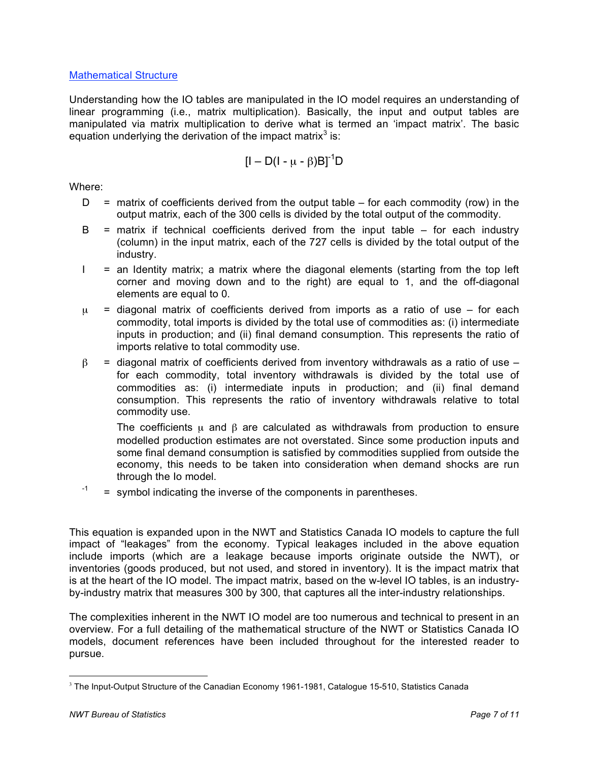## Mathematical Structure

Understanding how the IO tables are manipulated in the IO model requires an understanding of linear programming (i.e., matrix multiplication). Basically, the input and output tables are manipulated via matrix multiplication to derive what is termed an 'impact matrix'. The basic equation underlying the derivation of the impact matrix[3] is:

$$[I - D(I - \mu - \beta)B]^{-1}D$$

Where:

- $D$ = matrix of coefficients derived from the output table – for each commodity (row) in the output matrix, each of the 300 cells is divided by the total output of the commodity.
- $B$ = matrix if technical coefficients derived from the input table – for each industry (column) in the input matrix, each of the 727 cells is divided by the total output of the industry.
- $I$ = an Identity matrix; a matrix where the diagonal elements (starting from the top left corner and moving down and to the right) are equal to 1, and the off-diagonal elements are equal to 0.
- $\mu$ = diagonal matrix of coefficients derived from imports as a ratio of use – for each commodity, total imports is divided by the total use of commodities as: (i) intermediate inputs in production; and (ii) final demand consumption. This represents the ratio of imports relative to total commodity use.
- $\beta$ = diagonal matrix of coefficients derived from inventory withdrawals as a ratio of use – for each commodity, total inventory withdrawals is divided by the total use of commodities as: (i) intermediate inputs in production; and (ii) final demand consumption. This represents the ratio of inventory withdrawals relative to total commodity use.

  The coefficients $\mu$ and $\beta$ are calculated as withdrawals from production to ensure modelled production estimates are not overstated. Since some production inputs and some final demand consumption is satisfied by commodities supplied from outside the economy, this needs to be taken into consideration when demand shocks are run through the Io model.
- $^{-1}$ = symbol indicating the inverse of the components in parentheses.

This equation is expanded upon in the NWT and Statistics Canada IO models to capture the full impact of "leakages" from the economy. Typical leakages included in the above equation include imports (which are a leakage because imports originate outside the NWT), or inventories (goods produced, but not used, and stored in inventory). It is the impact matrix that is at the heart of the IO model. The impact matrix, based on the w-level IO tables, is an industry-by-industry matrix that measures 300 by 300, that captures all the inter-industry relationships.

The complexities inherent in the NWT IO model are too numerous and technical to present in an overview. For a full detailing of the mathematical structure of the NWT or Statistics Canada IO models, document references have been included throughout for the interested reader to pursue.

[3] The Input-Output Structure of the Canadian Economy 1961-1981, Catalogue 15-510, Statistics Canada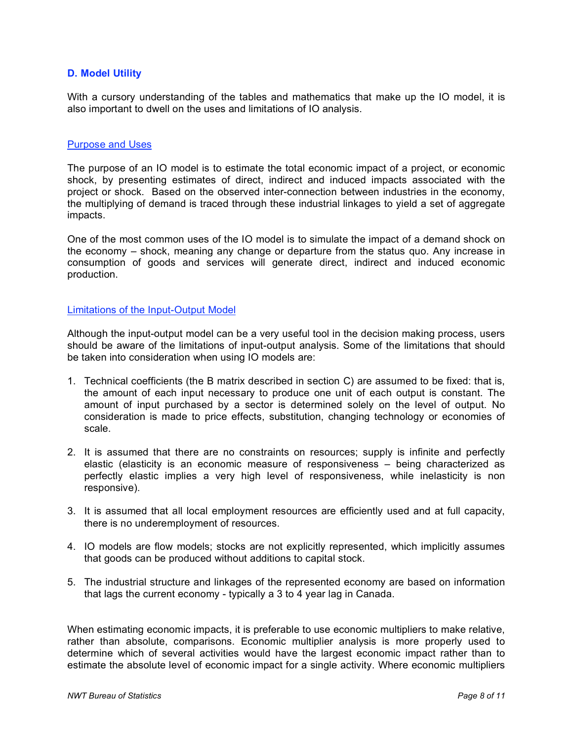## D. Model Utility

With a cursory understanding of the tables and mathematics that make up the IO model, it is also important to dwell on the uses and limitations of IO analysis.

### Purpose and Uses

The purpose of an IO model is to estimate the total economic impact of a project, or economic shock, by presenting estimates of direct, indirect and induced impacts associated with the project or shock. Based on the observed inter-connection between industries in the economy, the multiplying of demand is traced through these industrial linkages to yield a set of aggregate impacts.

One of the most common uses of the IO model is to simulate the impact of a demand shock on the economy – shock, meaning any change or departure from the status quo. Any increase in consumption of goods and services will generate direct, indirect and induced economic production.

### Limitations of the Input-Output Model

Although the input-output model can be a very useful tool in the decision making process, users should be aware of the limitations of input-output analysis. Some of the limitations that should be taken into consideration when using IO models are:

1. Technical coefficients (the B matrix described in section C) are assumed to be fixed: that is, the amount of each input necessary to produce one unit of each output is constant. The amount of input purchased by a sector is determined solely on the level of output. No consideration is made to price effects, substitution, changing technology or economies of scale.

2. It is assumed that there are no constraints on resources; supply is infinite and perfectly elastic (elasticity is an economic measure of responsiveness – being characterized as perfectly elastic implies a very high level of responsiveness, while inelasticity is non responsive).

3. It is assumed that all local employment resources are efficiently used and at full capacity, there is no underemployment of resources.

4. IO models are flow models; stocks are not explicitly represented, which implicitly assumes that goods can be produced without additions to capital stock.

5. The industrial structure and linkages of the represented economy are based on information that lags the current economy - typically a 3 to 4 year lag in Canada.

When estimating economic impacts, it is preferable to use economic multipliers to make relative, rather than absolute, comparisons. Economic multiplier analysis is more properly used to determine which of several activities would have the largest economic impact rather than to estimate the absolute level of economic impact for a single activity. Where economic multipliers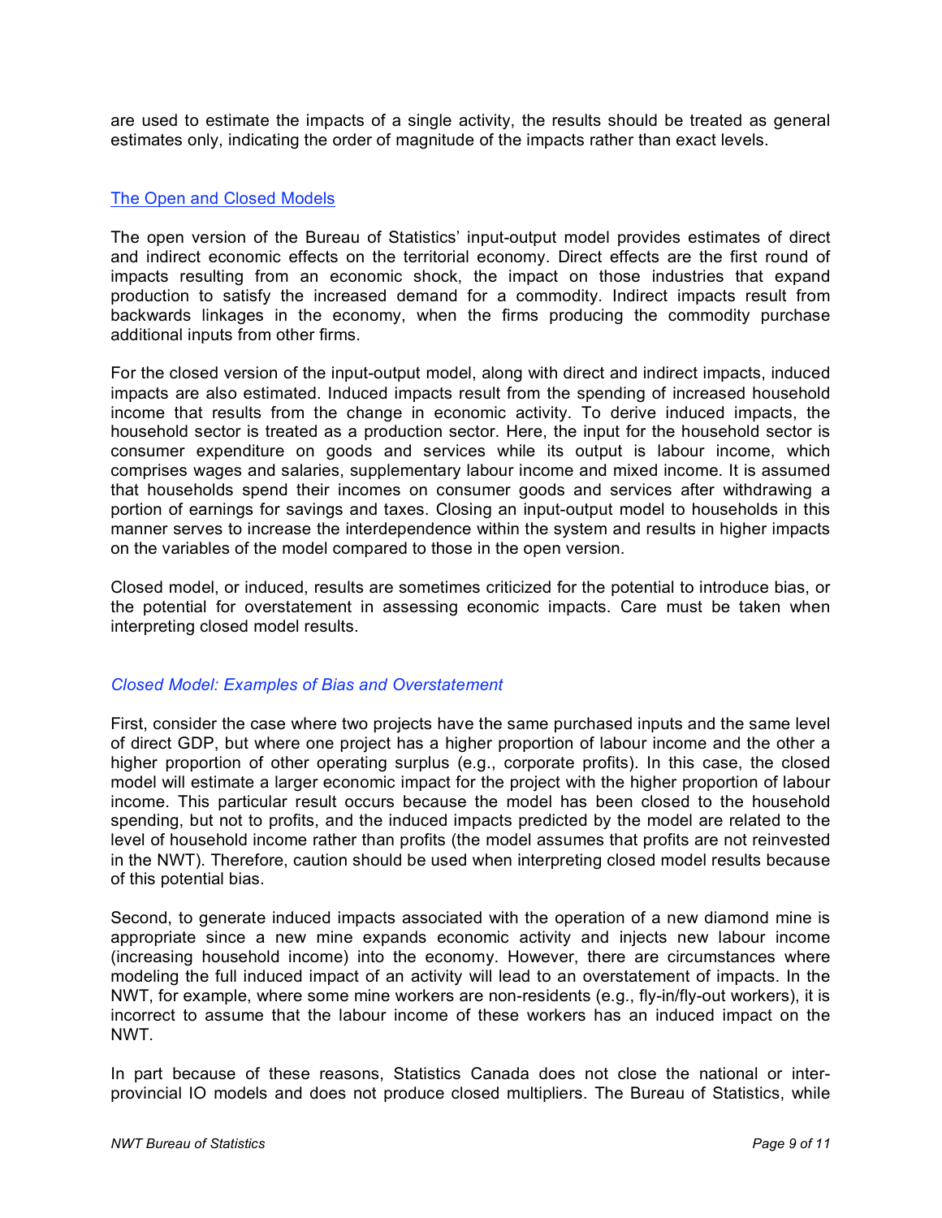are used to estimate the impacts of a single activity, the results should be treated as general estimates only, indicating the order of magnitude of the impacts rather than exact levels.

## The Open and Closed Models

The open version of the Bureau of Statistics' input-output model provides estimates of direct and indirect economic effects on the territorial economy. Direct effects are the first round of impacts resulting from an economic shock, the impact on those industries that expand production to satisfy the increased demand for a commodity. Indirect impacts result from backwards linkages in the economy, when the firms producing the commodity purchase additional inputs from other firms.

For the closed version of the input-output model, along with direct and indirect impacts, induced impacts are also estimated. Induced impacts result from the spending of increased household income that results from the change in economic activity. To derive induced impacts, the household sector is treated as a production sector. Here, the input for the household sector is consumer expenditure on goods and services while its output is labour income, which comprises wages and salaries, supplementary labour income and mixed income. It is assumed that households spend their incomes on consumer goods and services after withdrawing a portion of earnings for savings and taxes. Closing an input-output model to households in this manner serves to increase the interdependence within the system and results in higher impacts on the variables of the model compared to those in the open version.

Closed model, or induced, results are sometimes criticized for the potential to introduce bias, or the potential for overstatement in assessing economic impacts. Care must be taken when interpreting closed model results.

### *Closed Model: Examples of Bias and Overstatement*

First, consider the case where two projects have the same purchased inputs and the same level of direct GDP, but where one project has a higher proportion of labour income and the other a higher proportion of other operating surplus (e.g., corporate profits). In this case, the closed model will estimate a larger economic impact for the project with the higher proportion of labour income. This particular result occurs because the model has been closed to the household spending, but not to profits, and the induced impacts predicted by the model are related to the level of household income rather than profits (the model assumes that profits are not reinvested in the NWT). Therefore, caution should be used when interpreting closed model results because of this potential bias.

Second, to generate induced impacts associated with the operation of a new diamond mine is appropriate since a new mine expands economic activity and injects new labour income (increasing household income) into the economy. However, there are circumstances where modeling the full induced impact of an activity will lead to an overstatement of impacts. In the NWT, for example, where some mine workers are non-residents (e.g., fly-in/fly-out workers), it is incorrect to assume that the labour income of these workers has an induced impact on the NWT.

In part because of these reasons, Statistics Canada does not close the national or inter-provincial IO models and does not produce closed multipliers. The Bureau of Statistics, while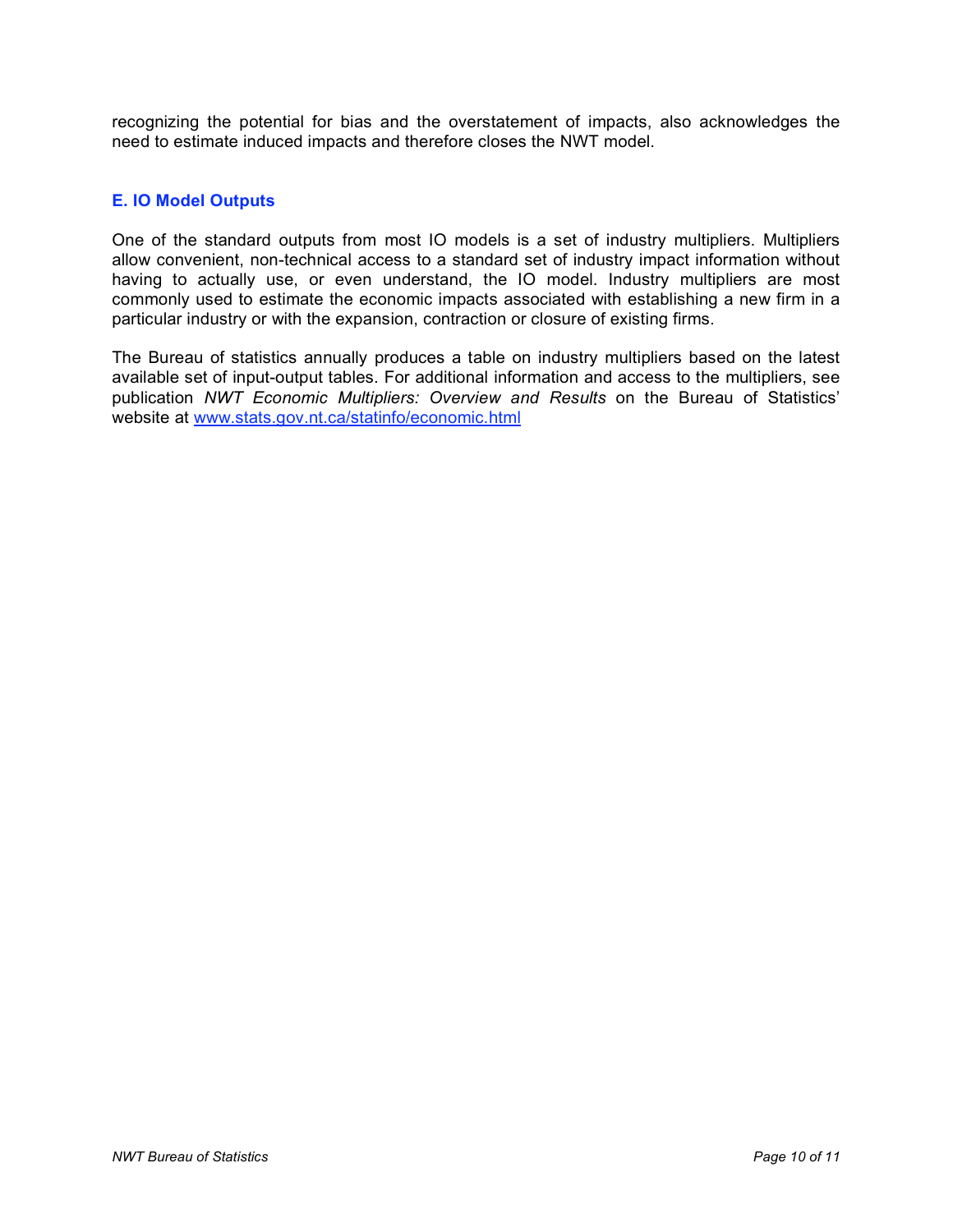recognizing the potential for bias and the overstatement of impacts, also acknowledges the need to estimate induced impacts and therefore closes the NWT model.

### E. IO Model Outputs

One of the standard outputs from most IO models is a set of industry multipliers. Multipliers allow convenient, non-technical access to a standard set of industry impact information without having to actually use, or even understand, the IO model. Industry multipliers are most commonly used to estimate the economic impacts associated with establishing a new firm in a particular industry or with the expansion, contraction or closure of existing firms.

The Bureau of statistics annually produces a table on industry multipliers based on the latest available set of input-output tables. For additional information and access to the multipliers, see publication *NWT Economic Multipliers: Overview and Results* on the Bureau of Statistics' website at [www.stats.gov.nt.ca/statinfo/economic.html](http://www.stats.gov.nt.ca/statinfo/economic.html)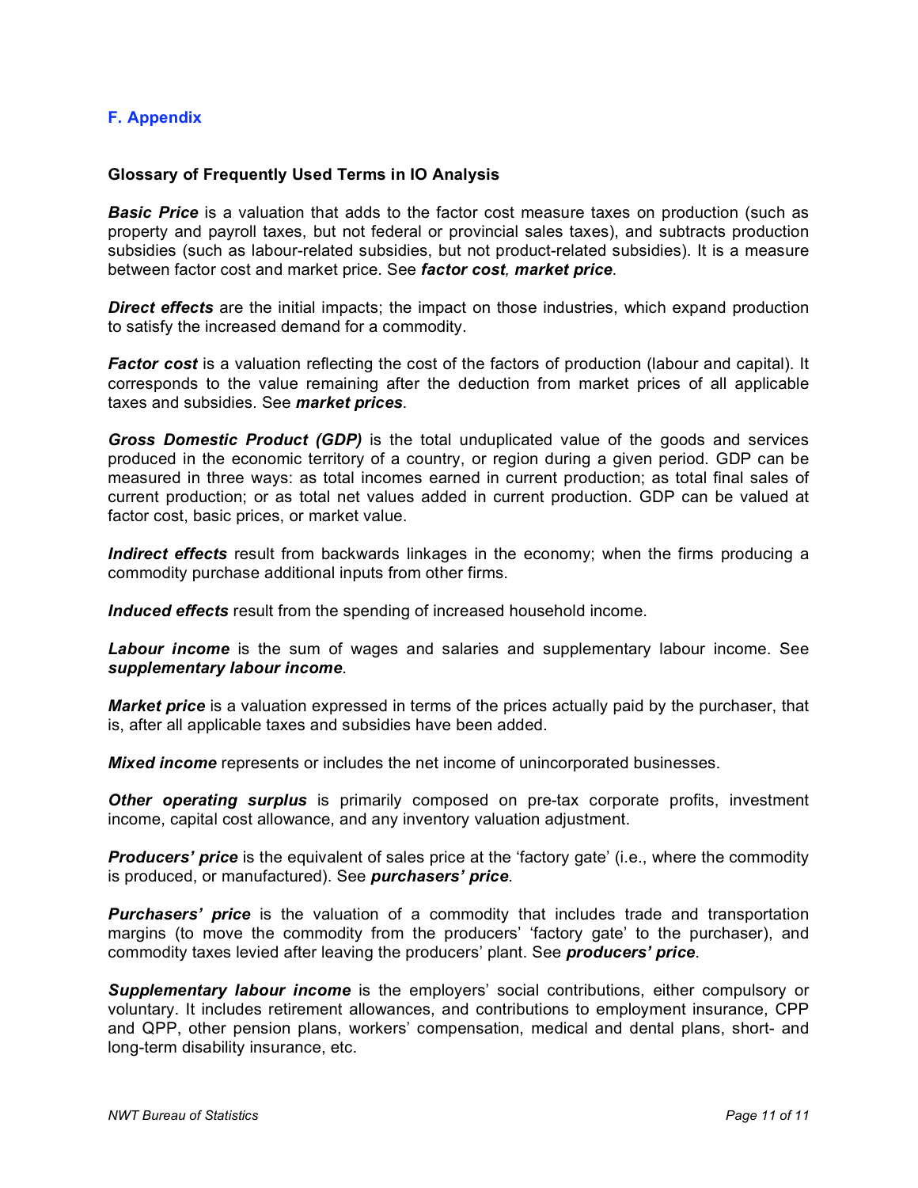## F. Appendix

### Glossary of Frequently Used Terms in IO Analysis

***Basic Price*** is a valuation that adds to the factor cost measure taxes on production (such as property and payroll taxes, but not federal or provincial sales taxes), and subtracts production subsidies (such as labour-related subsidies, but not product-related subsidies). It is a measure between factor cost and market price. See ***factor cost, market price***.

***Direct effects*** are the initial impacts; the impact on those industries, which expand production to satisfy the increased demand for a commodity.

***Factor cost*** is a valuation reflecting the cost of the factors of production (labour and capital). It corresponds to the value remaining after the deduction from market prices of all applicable taxes and subsidies. See ***market prices***.

***Gross Domestic Product (GDP)*** is the total unduplicated value of the goods and services produced in the economic territory of a country, or region during a given period. GDP can be measured in three ways: as total incomes earned in current production; as total final sales of current production; or as total net values added in current production. GDP can be valued at factor cost, basic prices, or market value.

***Indirect effects*** result from backwards linkages in the economy; when the firms producing a commodity purchase additional inputs from other firms.

***Induced effects*** result from the spending of increased household income.

***Labour income*** is the sum of wages and salaries and supplementary labour income. See ***supplementary labour income***.

***Market price*** is a valuation expressed in terms of the prices actually paid by the purchaser, that is, after all applicable taxes and subsidies have been added.

***Mixed income*** represents or includes the net income of unincorporated businesses.

***Other operating surplus*** is primarily composed on pre-tax corporate profits, investment income, capital cost allowance, and any inventory valuation adjustment.

***Producers' price*** is the equivalent of sales price at the 'factory gate' (i.e., where the commodity is produced, or manufactured). See ***purchasers' price***.

***Purchasers' price*** is the valuation of a commodity that includes trade and transportation margins (to move the commodity from the producers' 'factory gate' to the purchaser), and commodity taxes levied after leaving the producers' plant. See ***producers' price***.

***Supplementary labour income*** is the employers' social contributions, either compulsory or voluntary. It includes retirement allowances, and contributions to employment insurance, CPP and QPP, other pension plans, workers' compensation, medical and dental plans, short- and long-term disability insurance, etc.